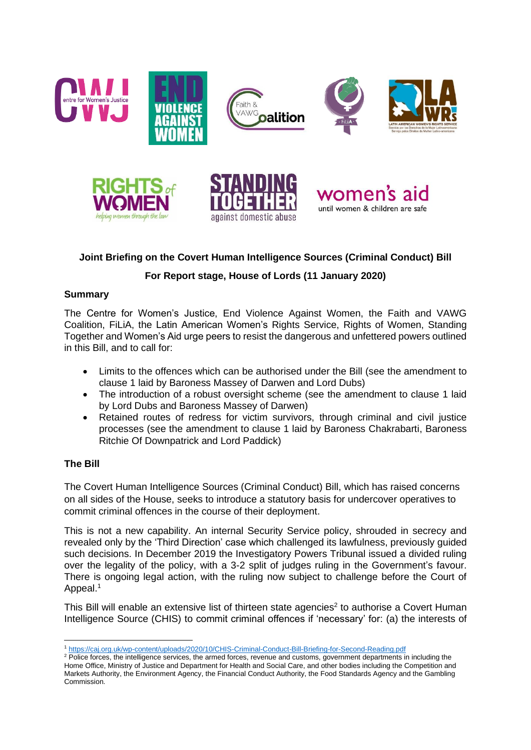**Joint Briefing on the Covert Human Intelligence Sources (Criminal Conduct) Bill**

**For Report stage, House of Lords (11 January 2020)**

**Summary**

The Centre for Women's Justice, End Violence Against Women, the Faith and VAWG Coalition, FiLiA, the Latin American Women's Rights Service, Rights of Women, Standing Together and Women's Aid urge peers to resist the dangerous and unfettered powers outlined in this Bill, and to call for:

- Limits to the offences which can be authorised under the Bill (see the amendment to clause 1 laid by Baroness Massey of Darwen and Lord Dubs)
- The introduction of a robust oversight scheme (see the amendment to clause 1 laid by Lord Dubs and Baroness Massey of Darwen)
- Retained routes of redress for victim survivors, through criminal and civil justice processes (see the amendment to clause 1 laid by Baroness Chakrabarti, Baroness Ritchie Of Downpatrick and Lord Paddick)

**The Bill**

The Covert Human Intelligence Sources (Criminal Conduct) Bill, which has raised concerns on all sides of the House, seeks to introduce a statutory basis for undercover operatives to commit criminal offences in the course of their deployment.

This is not a new capability. An internal Security Service policy, shrouded in secrecy and revealed only by the 'Third Direction' case which challenged its lawfulness, previously guided such decisions. In December 2019 the Investigatory Powers Tribunal issued a divided ruling over the legality of the policy, with a 3-2 split of judges ruling in the Government's favour. There is ongoing legal action, with the ruling now subject to challenge before the Court of Appeal.[1]

This Bill will enable an extensive list of thirteen state agencies[2] to authorise a Covert Human Intelligence Source (CHIS) to commit criminal offences if 'necessary' for: (a) the interests of

---

[1] https://caj.org.uk/wp-content/uploads/2020/10/CHIS-Criminal-Conduct-Bill-Briefing-for-Second-Reading.pdf

[2] Police forces, the intelligence services, the armed forces, revenue and customs, government departments in including the Home Office, Ministry of Justice and Department for Health and Social Care, and other bodies including the Competition and Markets Authority, the Environment Agency, the Financial Conduct Authority, the Food Standards Agency and the Gambling Commission.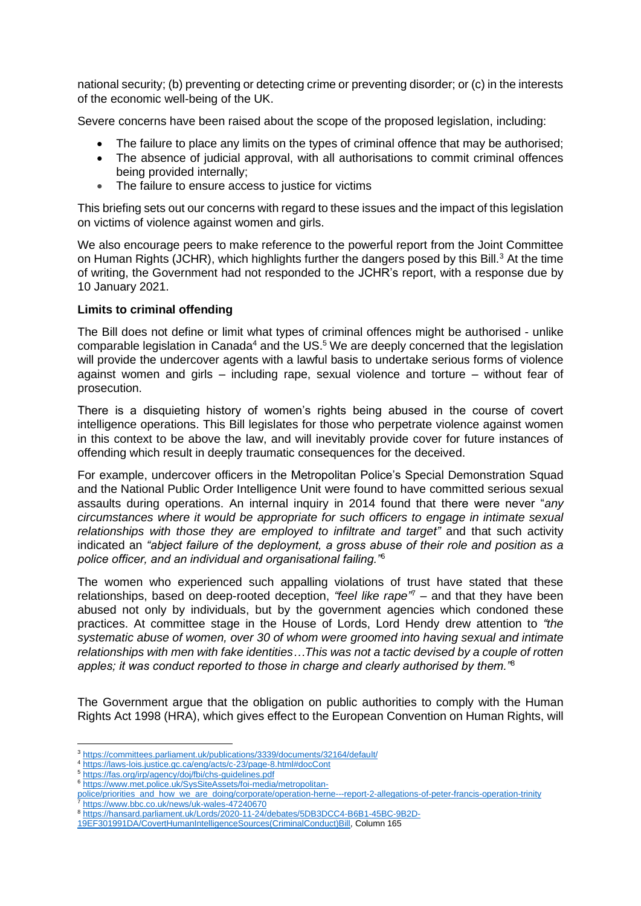national security; (b) preventing or detecting crime or preventing disorder; or (c) in the interests of the economic well-being of the UK.

Severe concerns have been raised about the scope of the proposed legislation, including:

- The failure to place any limits on the types of criminal offence that may be authorised;
- The absence of judicial approval, with all authorisations to commit criminal offences being provided internally;
- The failure to ensure access to justice for victims

This briefing sets out our concerns with regard to these issues and the impact of this legislation on victims of violence against women and girls.

We also encourage peers to make reference to the powerful report from the Joint Committee on Human Rights (JCHR), which highlights further the dangers posed by this Bill.[3] At the time of writing, the Government had not responded to the JCHR's report, with a response due by 10 January 2021.

**Limits to criminal offending**

The Bill does not define or limit what types of criminal offences might be authorised - unlike comparable legislation in Canada[4] and the US.[5] We are deeply concerned that the legislation will provide the undercover agents with a lawful basis to undertake serious forms of violence against women and girls – including rape, sexual violence and torture – without fear of prosecution.

There is a disquieting history of women's rights being abused in the course of covert intelligence operations. This Bill legislates for those who perpetrate violence against women in this context to be above the law, and will inevitably provide cover for future instances of offending which result in deeply traumatic consequences for the deceived.

For example, undercover officers in the Metropolitan Police's Special Demonstration Squad and the National Public Order Intelligence Unit were found to have committed serious sexual assaults during operations. An internal inquiry in 2014 found that there were never "*any circumstances where it would be appropriate for such officers to engage in intimate sexual relationships with those they are employed to infiltrate and target"* and that such activity indicated an *"abject failure of the deployment, a gross abuse of their role and position as a police officer, and an individual and organisational failing."*[6]

The women who experienced such appalling violations of trust have stated that these relationships, based on deep-rooted deception, *"feel like rape"*[7] – and that they have been abused not only by individuals, but by the government agencies which condoned these practices. At committee stage in the House of Lords, Lord Hendy drew attention to *"the systematic abuse of women, over 30 of whom were groomed into having sexual and intimate relationships with men with fake identities…This was not a tactic devised by a couple of rotten apples; it was conduct reported to those in charge and clearly authorised by them."*[8]

The Government argue that the obligation on public authorities to comply with the Human Rights Act 1998 (HRA), which gives effect to the European Convention on Human Rights, will

---

[3] https://committees.parliament.uk/publications/3339/documents/32164/default/

[4] https://laws-lois.justice.gc.ca/eng/acts/c-23/page-8.html#docCont

[5] https://fas.org/irp/agency/doj/fbi/chs-guidelines.pdf

[6] https://www.met.police.uk/SysSiteAssets/foi-media/metropolitan-police/priorities_and_how_we_are_doing/corporate/operation-herne---report-2-allegations-of-peter-francis-operation-trinity

[7] https://www.bbc.co.uk/news/uk-wales-47240670

[8] https://hansard.parliament.uk/Lords/2020-11-24/debates/5DB3DCC4-B6B1-45BC-9B2D-19EF301991DA/CovertHumanIntelligenceSources(CriminalConduct)Bill, Column 165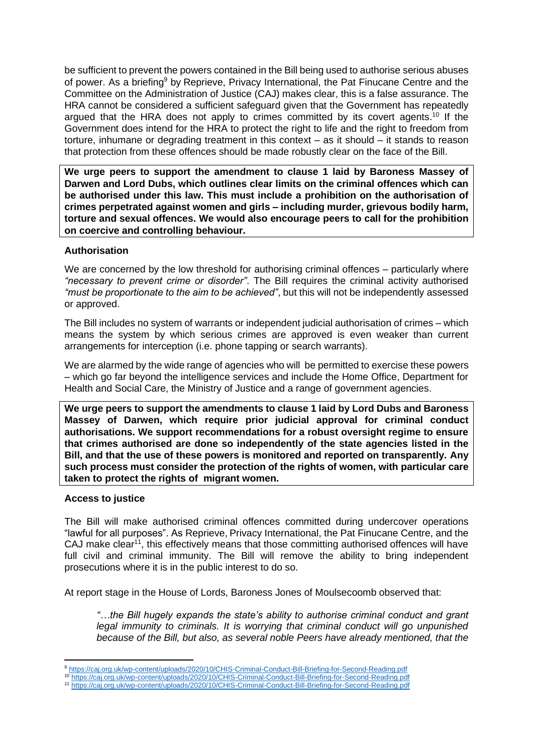be sufficient to prevent the powers contained in the Bill being used to authorise serious abuses of power. As a briefing[9] by Reprieve, Privacy International, the Pat Finucane Centre and the Committee on the Administration of Justice (CAJ) makes clear, this is a false assurance. The HRA cannot be considered a sufficient safeguard given that the Government has repeatedly argued that the HRA does not apply to crimes committed by its covert agents.[10] If the Government does intend for the HRA to protect the right to life and the right to freedom from torture, inhumane or degrading treatment in this context – as it should – it stands to reason that protection from these offences should be made robustly clear on the face of the Bill.

**We urge peers to support the amendment to clause 1 laid by Baroness Massey of Darwen and Lord Dubs, which outlines clear limits on the criminal offences which can be authorised under this law. This must include a prohibition on the authorisation of crimes perpetrated against women and girls – including murder, grievous bodily harm, torture and sexual offences. We would also encourage peers to call for the prohibition on coercive and controlling behaviour.**

### Authorisation

We are concerned by the low threshold for authorising criminal offences – particularly where *"necessary to prevent crime or disorder"*. The Bill requires the criminal activity authorised *"must be proportionate to the aim to be achieved"*, but this will not be independently assessed or approved.

The Bill includes no system of warrants or independent judicial authorisation of crimes – which means the system by which serious crimes are approved is even weaker than current arrangements for interception (i.e. phone tapping or search warrants).

We are alarmed by the wide range of agencies who will be permitted to exercise these powers – which go far beyond the intelligence services and include the Home Office, Department for Health and Social Care, the Ministry of Justice and a range of government agencies.

**We urge peers to support the amendments to clause 1 laid by Lord Dubs and Baroness Massey of Darwen, which require prior judicial approval for criminal conduct authorisations. We support recommendations for a robust oversight regime to ensure that crimes authorised are done so independently of the state agencies listed in the Bill, and that the use of these powers is monitored and reported on transparently. Any such process must consider the protection of the rights of women, with particular care taken to protect the rights of migrant women.**

### Access to justice

The Bill will make authorised criminal offences committed during undercover operations "lawful for all purposes". As Reprieve, Privacy International, the Pat Finucane Centre, and the CAJ make clear[11], this effectively means that those committing authorised offences will have full civil and criminal immunity. The Bill will remove the ability to bring independent prosecutions where it is in the public interest to do so.

At report stage in the House of Lords, Baroness Jones of Moulsecoomb observed that:

> *"…the Bill hugely expands the state's ability to authorise criminal conduct and grant legal immunity to criminals. It is worrying that criminal conduct will go unpunished because of the Bill, but also, as several noble Peers have already mentioned, that the*

---

[9] https://caj.org.uk/wp-content/uploads/2020/10/CHIS-Criminal-Conduct-Bill-Briefing-for-Second-Reading.pdf
[10] https://caj.org.uk/wp-content/uploads/2020/10/CHIS-Criminal-Conduct-Bill-Briefing-for-Second-Reading.pdf
[11] https://caj.org.uk/wp-content/uploads/2020/10/CHIS-Criminal-Conduct-Bill-Briefing-for-Second-Reading.pdf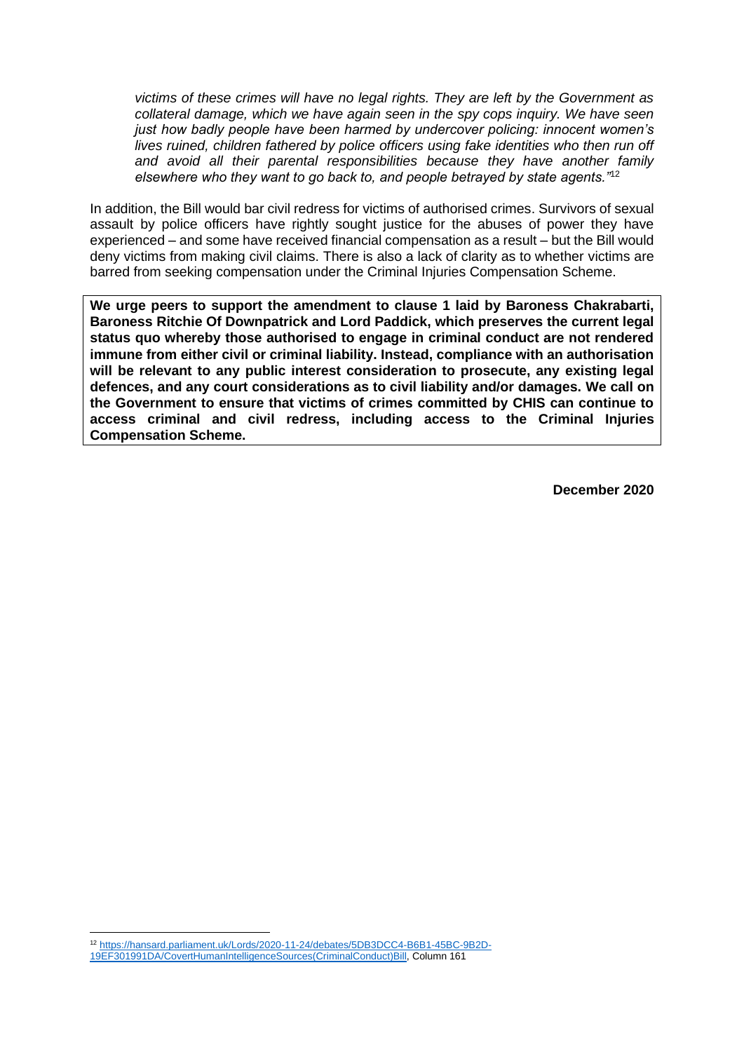*victims of these crimes will have no legal rights. They are left by the Government as collateral damage, which we have again seen in the spy cops inquiry. We have seen just how badly people have been harmed by undercover policing: innocent women's lives ruined, children fathered by police officers using fake identities who then run off and avoid all their parental responsibilities because they have another family elsewhere who they want to go back to, and people betrayed by state agents."*[12]

In addition, the Bill would bar civil redress for victims of authorised crimes. Survivors of sexual assault by police officers have rightly sought justice for the abuses of power they have experienced – and some have received financial compensation as a result – but the Bill would deny victims from making civil claims. There is also a lack of clarity as to whether victims are barred from seeking compensation under the Criminal Injuries Compensation Scheme.

**We urge peers to support the amendment to clause 1 laid by Baroness Chakrabarti, Baroness Ritchie Of Downpatrick and Lord Paddick, which preserves the current legal status quo whereby those authorised to engage in criminal conduct are not rendered immune from either civil or criminal liability. Instead, compliance with an authorisation will be relevant to any public interest consideration to prosecute, any existing legal defences, and any court considerations as to civil liability and/or damages. We call on the Government to ensure that victims of crimes committed by CHIS can continue to access criminal and civil redress, including access to the Criminal Injuries Compensation Scheme.**

**December 2020**

[12] https://hansard.parliament.uk/Lords/2020-11-24/debates/5DB3DCC4-B6B1-45BC-9B2D-19EF301991DA/CovertHumanIntelligenceSources(CriminalConduct)Bill, Column 161